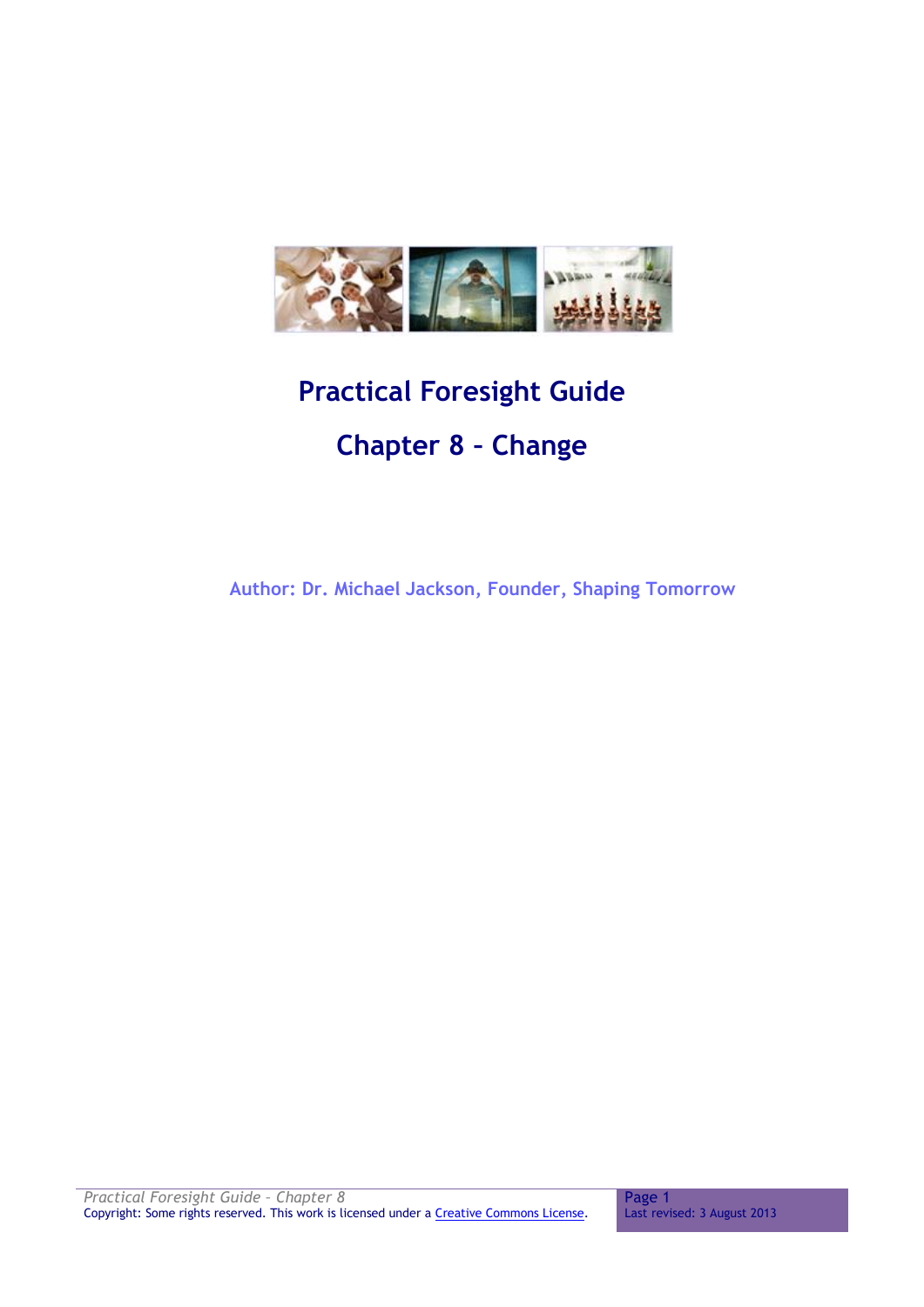# Practical Foresight Guide

## Chapter 8 – Change

**Author: Dr. Michael Jackson, Founder, Shaping Tomorrow**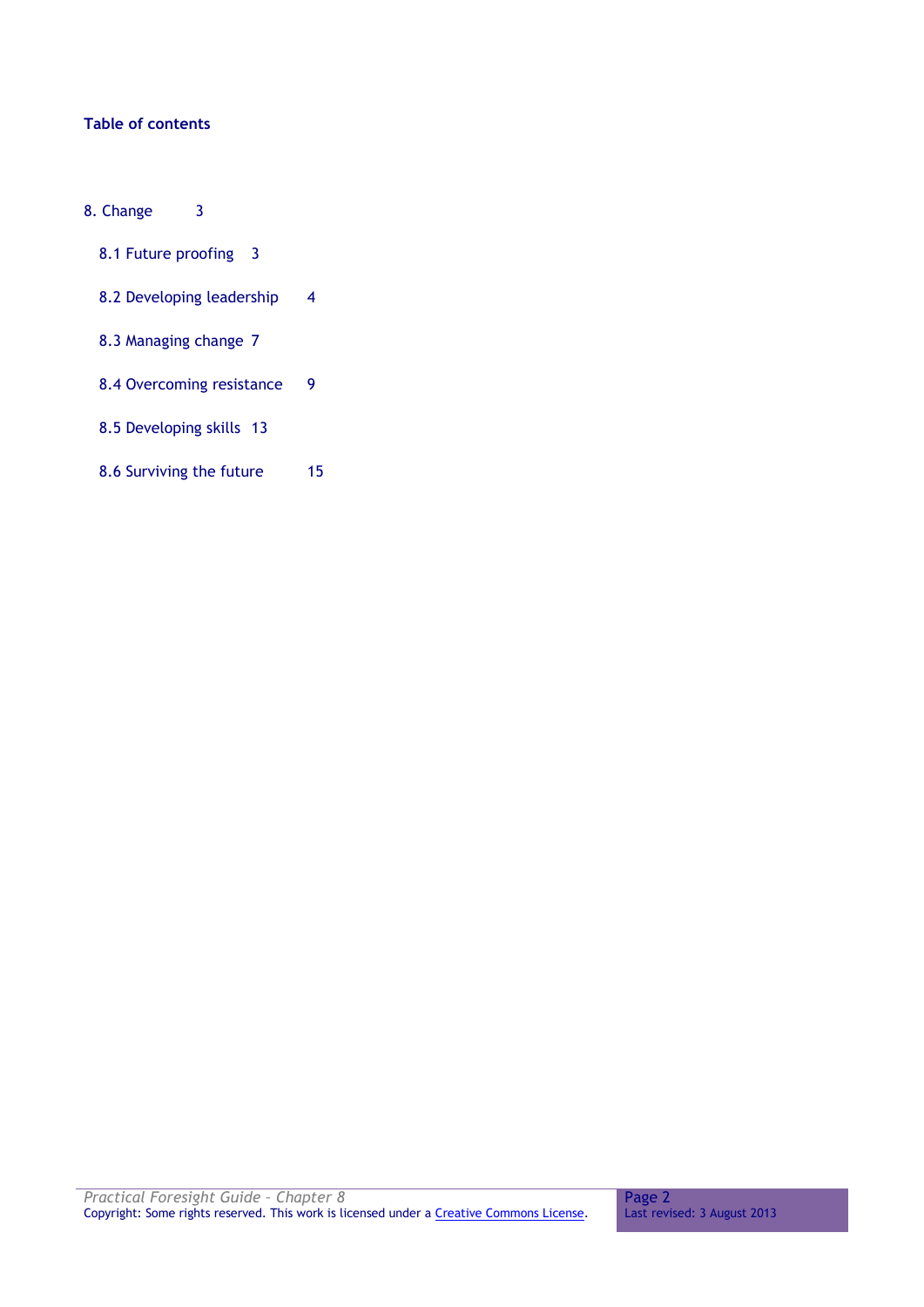**Table of contents**

- 8. Change 3
  - 8.1 Future proofing 3
  - 8.2 Developing leadership 4
  - 8.3 Managing change 7
  - 8.4 Overcoming resistance 9
  - 8.5 Developing skills 13
  - 8.6 Surviving the future 15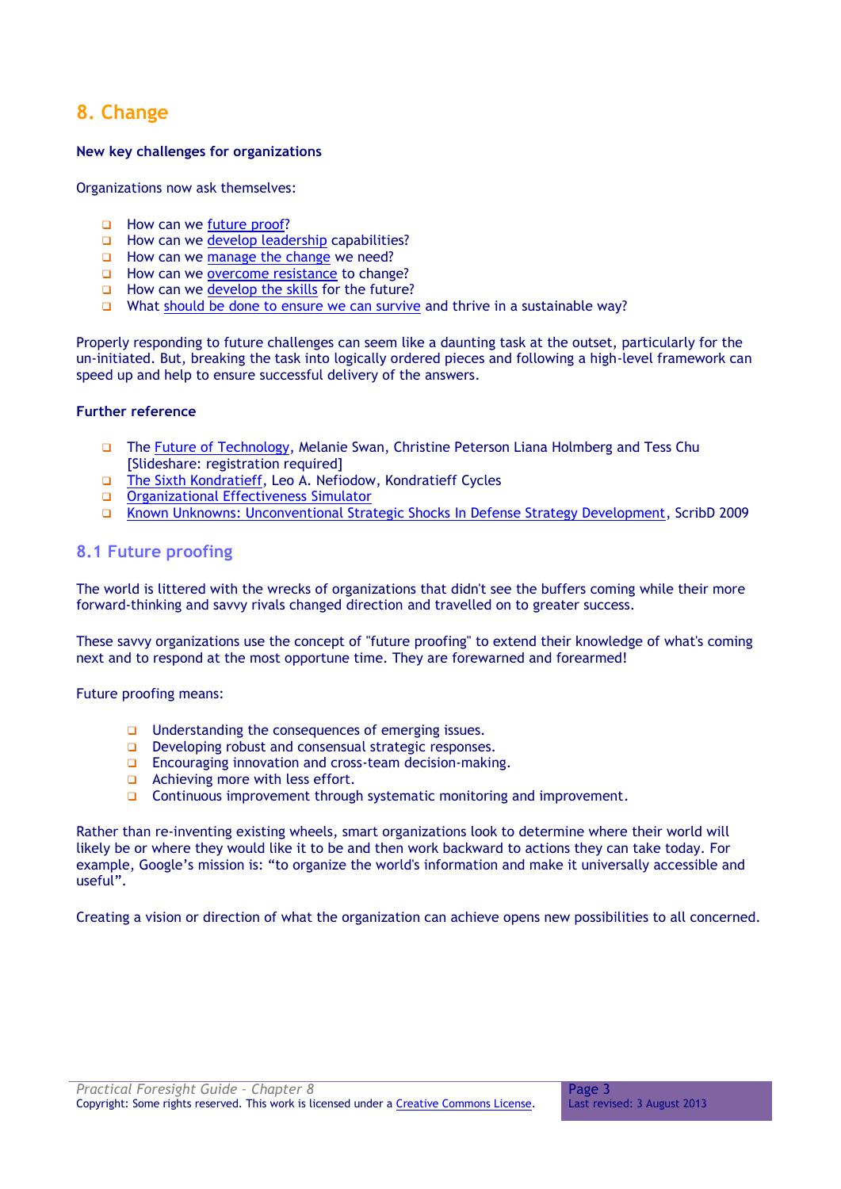# 8. Change

### New key challenges for organizations

Organizations now ask themselves:

- How can we future proof?
- How can we develop leadership capabilities?
- How can we manage the change we need?
- How can we overcome resistance to change?
- How can we develop the skills for the future?
- What should be done to ensure we can survive and thrive in a sustainable way?

Properly responding to future challenges can seem like a daunting task at the outset, particularly for the un-initiated. But, breaking the task into logically ordered pieces and following a high-level framework can speed up and help to ensure successful delivery of the answers.

### Further reference

- The Future of Technology, Melanie Swan, Christine Peterson Liana Holmberg and Tess Chu [Slideshare: registration required]
- The Sixth Kondratieff, Leo A. Nefiodow, Kondratieff Cycles
- Organizational Effectiveness Simulator
- Known Unknowns: Unconventional Strategic Shocks In Defense Strategy Development, ScribD 2009

## 8.1 Future proofing

The world is littered with the wrecks of organizations that didn't see the buffers coming while their more forward-thinking and savvy rivals changed direction and travelled on to greater success.

These savvy organizations use the concept of "future proofing" to extend their knowledge of what's coming next and to respond at the most opportune time. They are forewarned and forearmed!

Future proofing means:

- Understanding the consequences of emerging issues.
- Developing robust and consensual strategic responses.
- Encouraging innovation and cross-team decision-making.
- Achieving more with less effort.
- Continuous improvement through systematic monitoring and improvement.

Rather than re-inventing existing wheels, smart organizations look to determine where their world will likely be or where they would like it to be and then work backward to actions they can take today. For example, Google's mission is: "to organize the world's information and make it universally accessible and useful".

Creating a vision or direction of what the organization can achieve opens new possibilities to all concerned.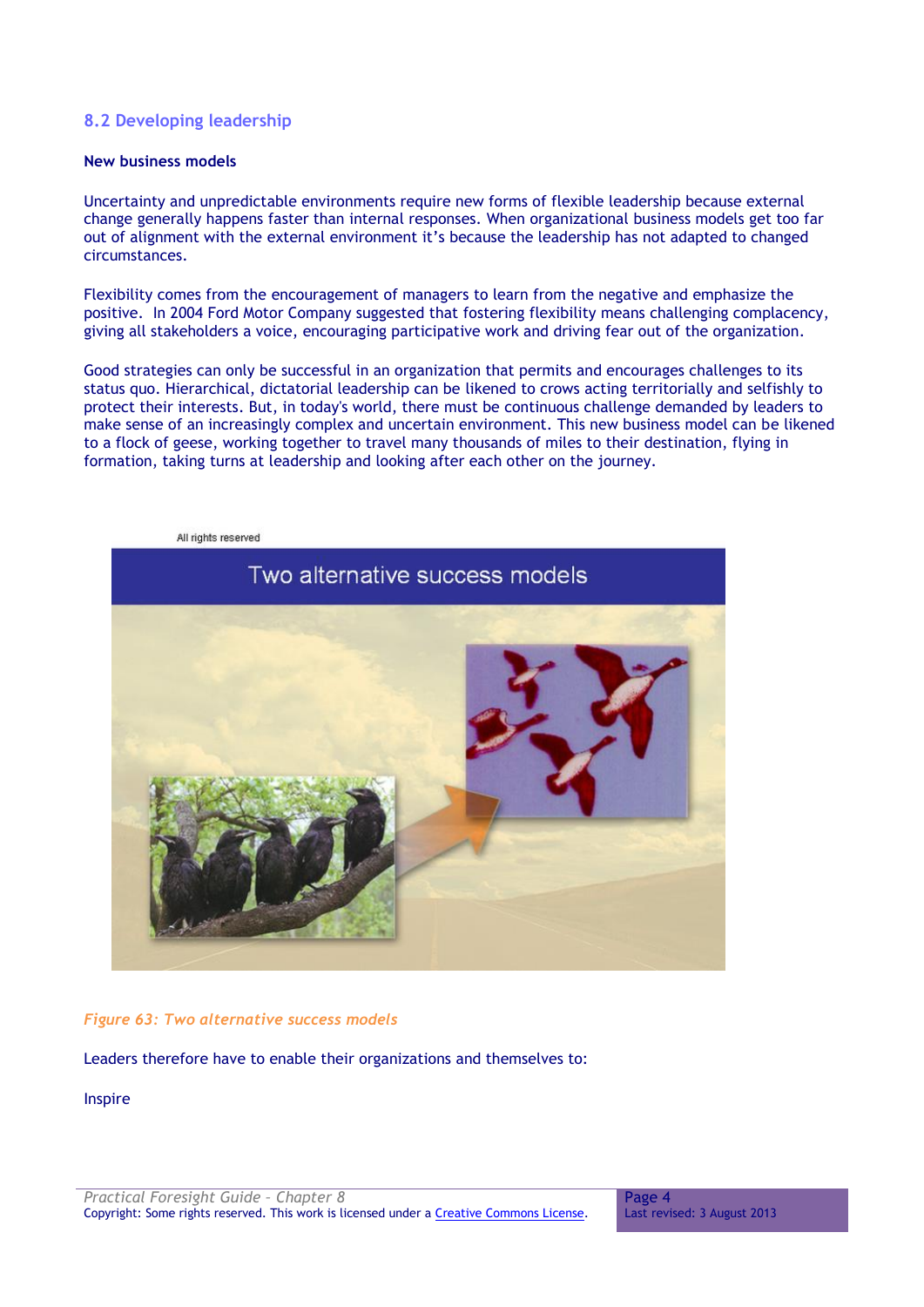## 8.2 Developing leadership

### New business models

Uncertainty and unpredictable environments require new forms of flexible leadership because external change generally happens faster than internal responses. When organizational business models get too far out of alignment with the external environment it's because the leadership has not adapted to changed circumstances.

Flexibility comes from the encouragement of managers to learn from the negative and emphasize the positive. In 2004 Ford Motor Company suggested that fostering flexibility means challenging complacency, giving all stakeholders a voice, encouraging participative work and driving fear out of the organization.

Good strategies can only be successful in an organization that permits and encourages challenges to its status quo. Hierarchical, dictatorial leadership can be likened to crows acting territorially and selfishly to protect their interests. But, in today's world, there must be continuous challenge demanded by leaders to make sense of an increasingly complex and uncertain environment. This new business model can be likened to a flock of geese, working together to travel many thousands of miles to their destination, flying in formation, taking turns at leadership and looking after each other on the journey.

*Figure 63: Two alternative success models*

Leaders therefore have to enable their organizations and themselves to:

Inspire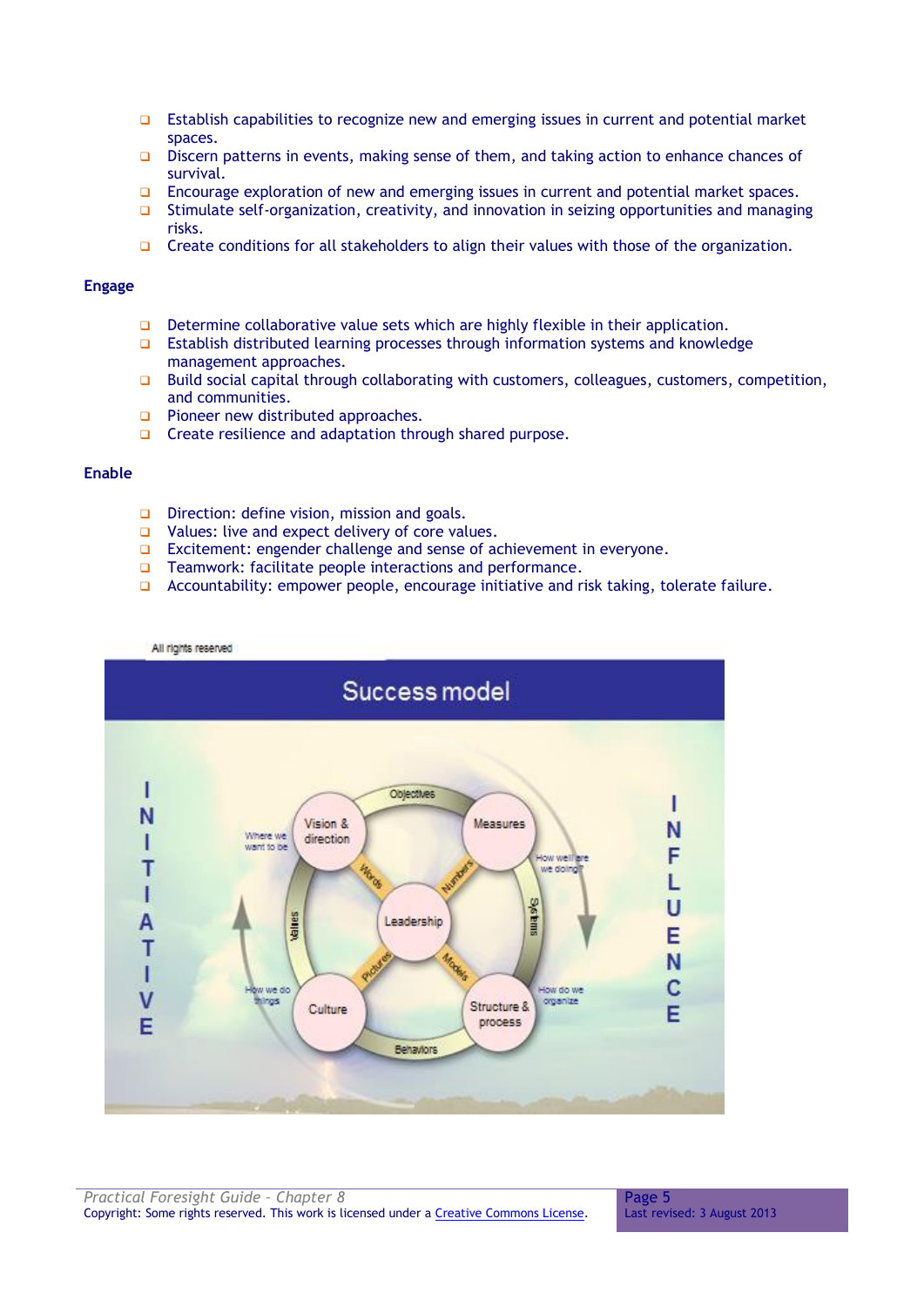- Establish capabilities to recognize new and emerging issues in current and potential market spaces.
- Discern patterns in events, making sense of them, and taking action to enhance chances of survival.
- Encourage exploration of new and emerging issues in current and potential market spaces.
- Stimulate self-organization, creativity, and innovation in seizing opportunities and managing risks.
- Create conditions for all stakeholders to align their values with those of the organization.

**Engage**

- Determine collaborative value sets which are highly flexible in their application.
- Establish distributed learning processes through information systems and knowledge management approaches.
- Build social capital through collaborating with customers, colleagues, customers, competition, and communities.
- Pioneer new distributed approaches.
- Create resilience and adaptation through shared purpose.

**Enable**

- Direction: define vision, mission and goals.
- Values: live and expect delivery of core values.
- Excitement: engender challenge and sense of achievement in everyone.
- Teamwork: facilitate people interactions and performance.
- Accountability: empower people, encourage initiative and risk taking, tolerate failure.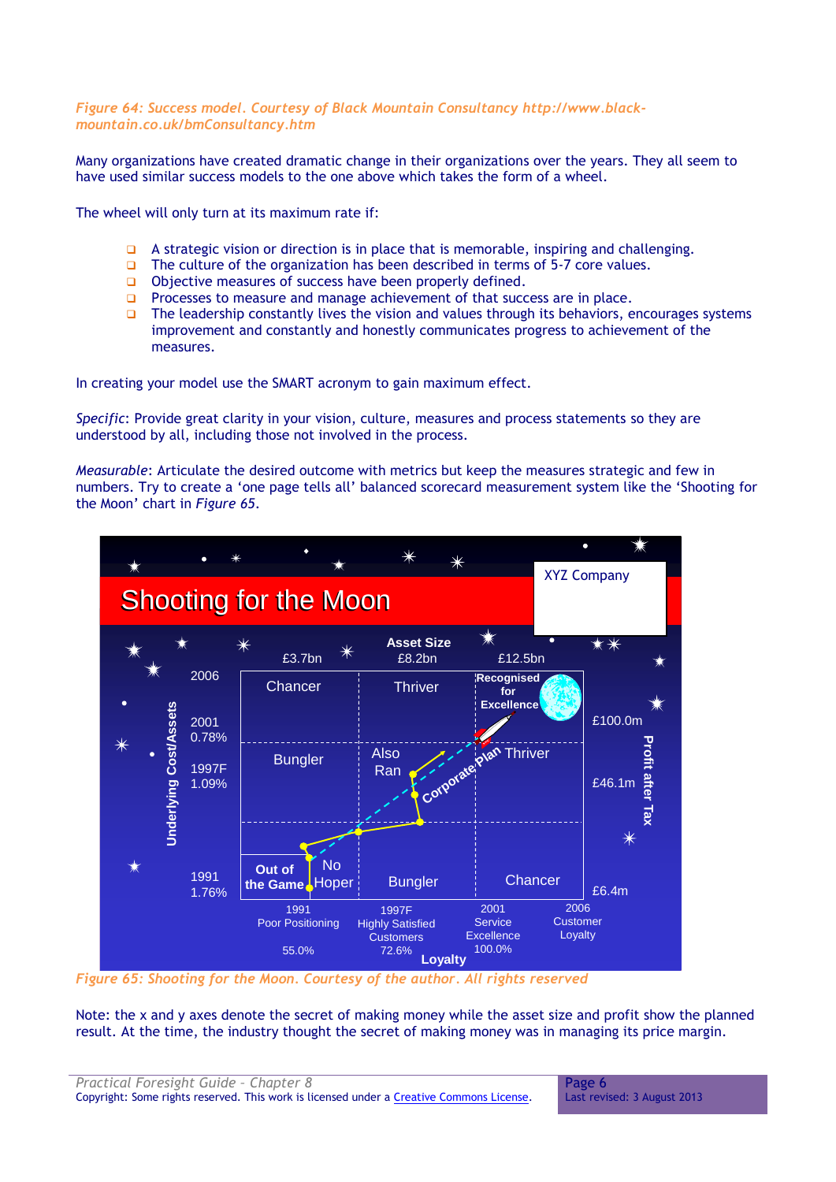*Figure 64: Success model. Courtesy of Black Mountain Consultancy http://www.black-mountain.co.uk/bmConsultancy.htm*

Many organizations have created dramatic change in their organizations over the years. They all seem to have used similar success models to the one above which takes the form of a wheel.

The wheel will only turn at its maximum rate if:

- A strategic vision or direction is in place that is memorable, inspiring and challenging.
- The culture of the organization has been described in terms of 5-7 core values.
- Objective measures of success have been properly defined.
- Processes to measure and manage achievement of that success are in place.
- The leadership constantly lives the vision and values through its behaviors, encourages systems improvement and constantly and honestly communicates progress to achievement of the measures.

In creating your model use the SMART acronym to gain maximum effect.

*Specific*: Provide great clarity in your vision, culture, measures and process statements so they are understood by all, including those not involved in the process.

*Measurable*: Articulate the desired outcome with metrics but keep the measures strategic and few in numbers. Try to create a 'one page tells all' balanced scorecard measurement system like the 'Shooting for the Moon' chart in *Figure 65*.

*Figure 65: Shooting for the Moon. Courtesy of the author. All rights reserved*

Note: the x and y axes denote the secret of making money while the asset size and profit show the planned result. At the time, the industry thought the secret of making money was in managing its price margin.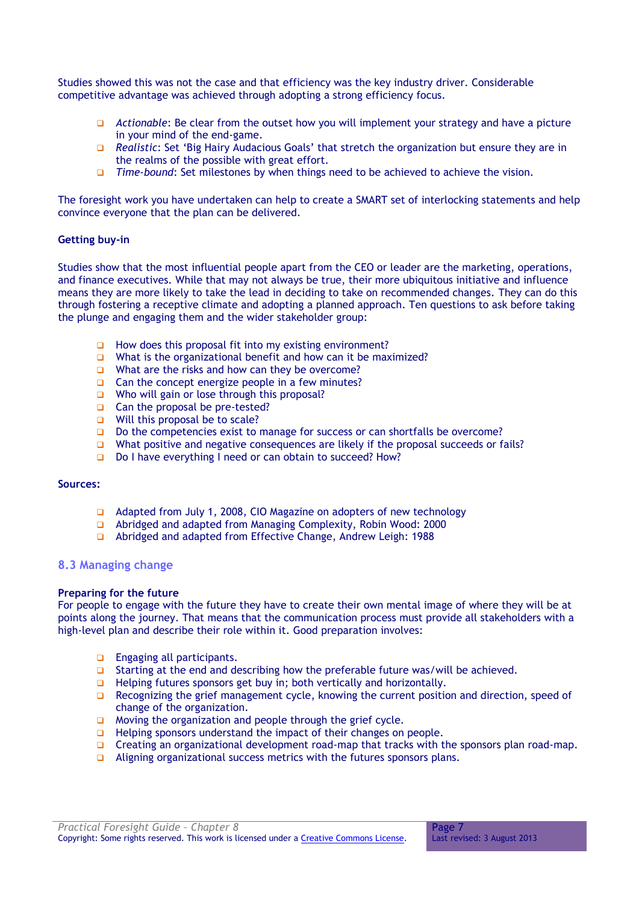Studies showed this was not the case and that efficiency was the key industry driver. Considerable competitive advantage was achieved through adopting a strong efficiency focus.

- *Actionable*: Be clear from the outset how you will implement your strategy and have a picture in your mind of the end-game.
- *Realistic*: Set 'Big Hairy Audacious Goals' that stretch the organization but ensure they are in the realms of the possible with great effort.
- *Time-bound*: Set milestones by when things need to be achieved to achieve the vision.

The foresight work you have undertaken can help to create a SMART set of interlocking statements and help convince everyone that the plan can be delivered.

**Getting buy-in**

Studies show that the most influential people apart from the CEO or leader are the marketing, operations, and finance executives. While that may not always be true, their more ubiquitous initiative and influence means they are more likely to take the lead in deciding to take on recommended changes. They can do this through fostering a receptive climate and adopting a planned approach. Ten questions to ask before taking the plunge and engaging them and the wider stakeholder group:

- How does this proposal fit into my existing environment?
- What is the organizational benefit and how can it be maximized?
- What are the risks and how can they be overcome?
- Can the concept energize people in a few minutes?
- Who will gain or lose through this proposal?
- Can the proposal be pre-tested?
- Will this proposal be to scale?
- Do the competencies exist to manage for success or can shortfalls be overcome?
- What positive and negative consequences are likely if the proposal succeeds or fails?
- Do I have everything I need or can obtain to succeed? How?

**Sources:**

- Adapted from July 1, 2008, CIO Magazine on adopters of new technology
- Abridged and adapted from Managing Complexity, Robin Wood: 2000
- Abridged and adapted from Effective Change, Andrew Leigh: 1988

## 8.3 Managing change

**Preparing for the future**

For people to engage with the future they have to create their own mental image of where they will be at points along the journey. That means that the communication process must provide all stakeholders with a high-level plan and describe their role within it. Good preparation involves:

- Engaging all participants.
- Starting at the end and describing how the preferable future was/will be achieved.
- Helping futures sponsors get buy in; both vertically and horizontally.
- Recognizing the grief management cycle, knowing the current position and direction, speed of change of the organization.
- Moving the organization and people through the grief cycle.
- Helping sponsors understand the impact of their changes on people.
- Creating an organizational development road-map that tracks with the sponsors plan road-map.
- Aligning organizational success metrics with the futures sponsors plans.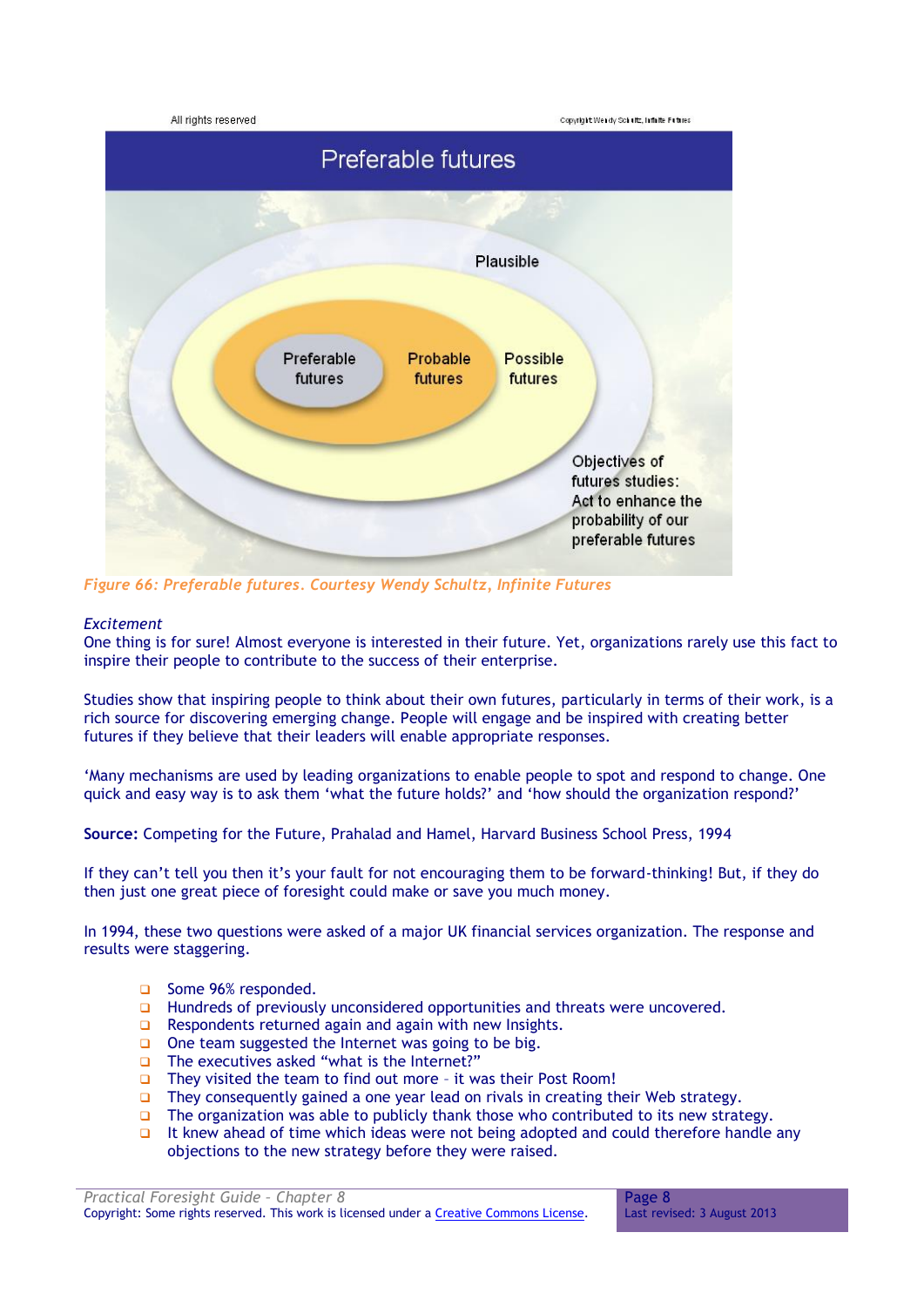*Figure 66: Preferable futures. Courtesy Wendy Schultz, Infinite Futures*

*Excitement*

One thing is for sure! Almost everyone is interested in their future. Yet, organizations rarely use this fact to inspire their people to contribute to the success of their enterprise.

Studies show that inspiring people to think about their own futures, particularly in terms of their work, is a rich source for discovering emerging change. People will engage and be inspired with creating better futures if they believe that their leaders will enable appropriate responses.

'Many mechanisms are used by leading organizations to enable people to spot and respond to change. One quick and easy way is to ask them 'what the future holds?' and 'how should the organization respond?'

**Source:** Competing for the Future, Prahalad and Hamel, Harvard Business School Press, 1994

If they can't tell you then it's your fault for not encouraging them to be forward-thinking! But, if they do then just one great piece of foresight could make or save you much money.

In 1994, these two questions were asked of a major UK financial services organization. The response and results were staggering.

- Some 96% responded.
- Hundreds of previously unconsidered opportunities and threats were uncovered.
- Respondents returned again and again with new Insights.
- One team suggested the Internet was going to be big.
- The executives asked "what is the Internet?"
- They visited the team to find out more – it was their Post Room!
- They consequently gained a one year lead on rivals in creating their Web strategy.
- The organization was able to publicly thank those who contributed to its new strategy.
- It knew ahead of time which ideas were not being adopted and could therefore handle any objections to the new strategy before they were raised.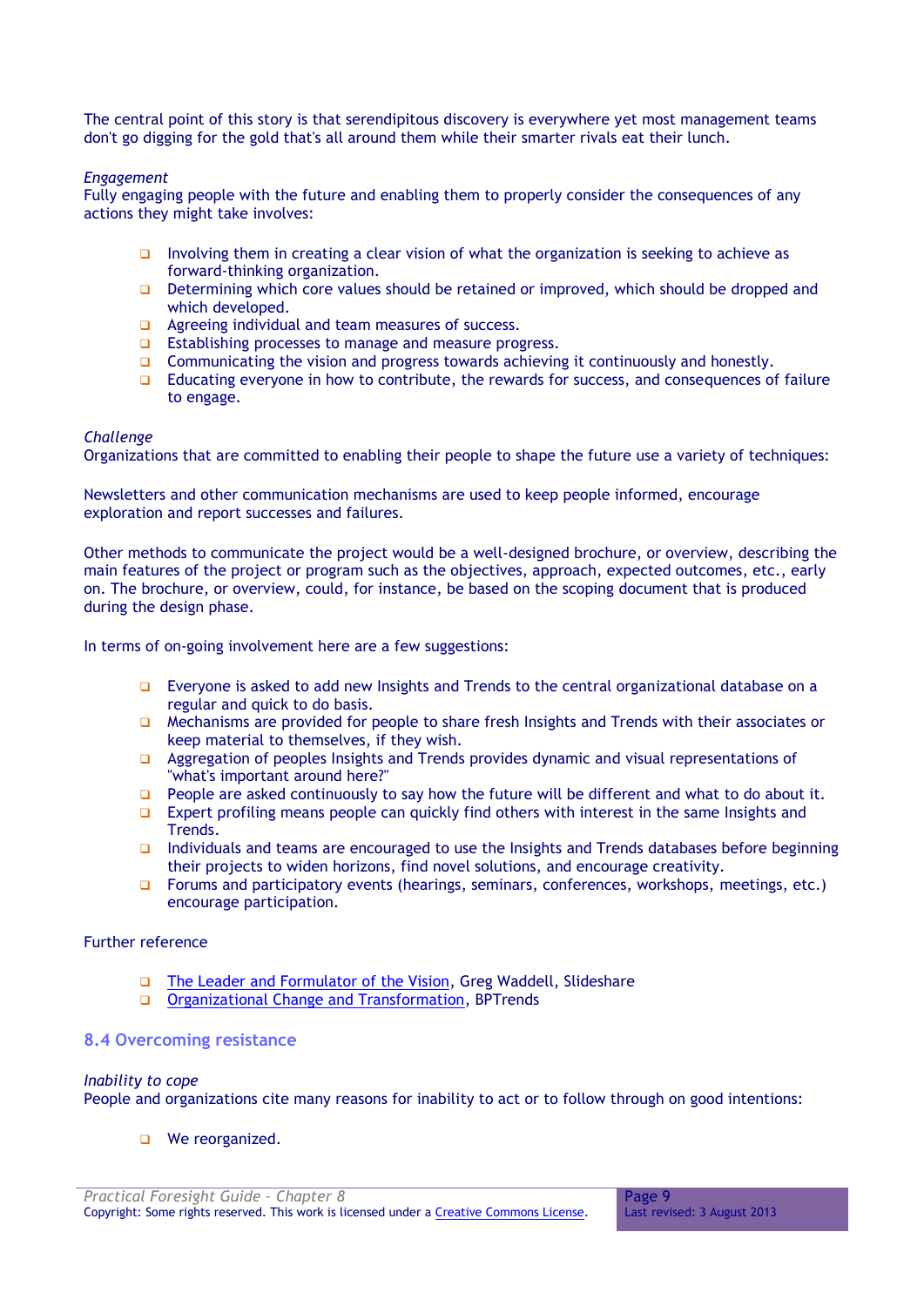The central point of this story is that serendipitous discovery is everywhere yet most management teams don't go digging for the gold that's all around them while their smarter rivals eat their lunch.

*Engagement*
Fully engaging people with the future and enabling them to properly consider the consequences of any actions they might take involves:

- Involving them in creating a clear vision of what the organization is seeking to achieve as forward-thinking organization.
- Determining which core values should be retained or improved, which should be dropped and which developed.
- Agreeing individual and team measures of success.
- Establishing processes to manage and measure progress.
- Communicating the vision and progress towards achieving it continuously and honestly.
- Educating everyone in how to contribute, the rewards for success, and consequences of failure to engage.

*Challenge*
Organizations that are committed to enabling their people to shape the future use a variety of techniques:

Newsletters and other communication mechanisms are used to keep people informed, encourage exploration and report successes and failures.

Other methods to communicate the project would be a well-designed brochure, or overview, describing the main features of the project or program such as the objectives, approach, expected outcomes, etc., early on. The brochure, or overview, could, for instance, be based on the scoping document that is produced during the design phase.

In terms of on-going involvement here are a few suggestions:

- Everyone is asked to add new Insights and Trends to the central organizational database on a regular and quick to do basis.
- Mechanisms are provided for people to share fresh Insights and Trends with their associates or keep material to themselves, if they wish.
- Aggregation of peoples Insights and Trends provides dynamic and visual representations of "what's important around here?"
- People are asked continuously to say how the future will be different and what to do about it.
- Expert profiling means people can quickly find others with interest in the same Insights and Trends.
- Individuals and teams are encouraged to use the Insights and Trends databases before beginning their projects to widen horizons, find novel solutions, and encourage creativity.
- Forums and participatory events (hearings, seminars, conferences, workshops, meetings, etc.) encourage participation.

Further reference

- The Leader and Formulator of the Vision, Greg Waddell, Slideshare
- Organizational Change and Transformation, BPTrends

### 8.4 Overcoming resistance

*Inability to cope*
People and organizations cite many reasons for inability to act or to follow through on good intentions:

- We reorganized.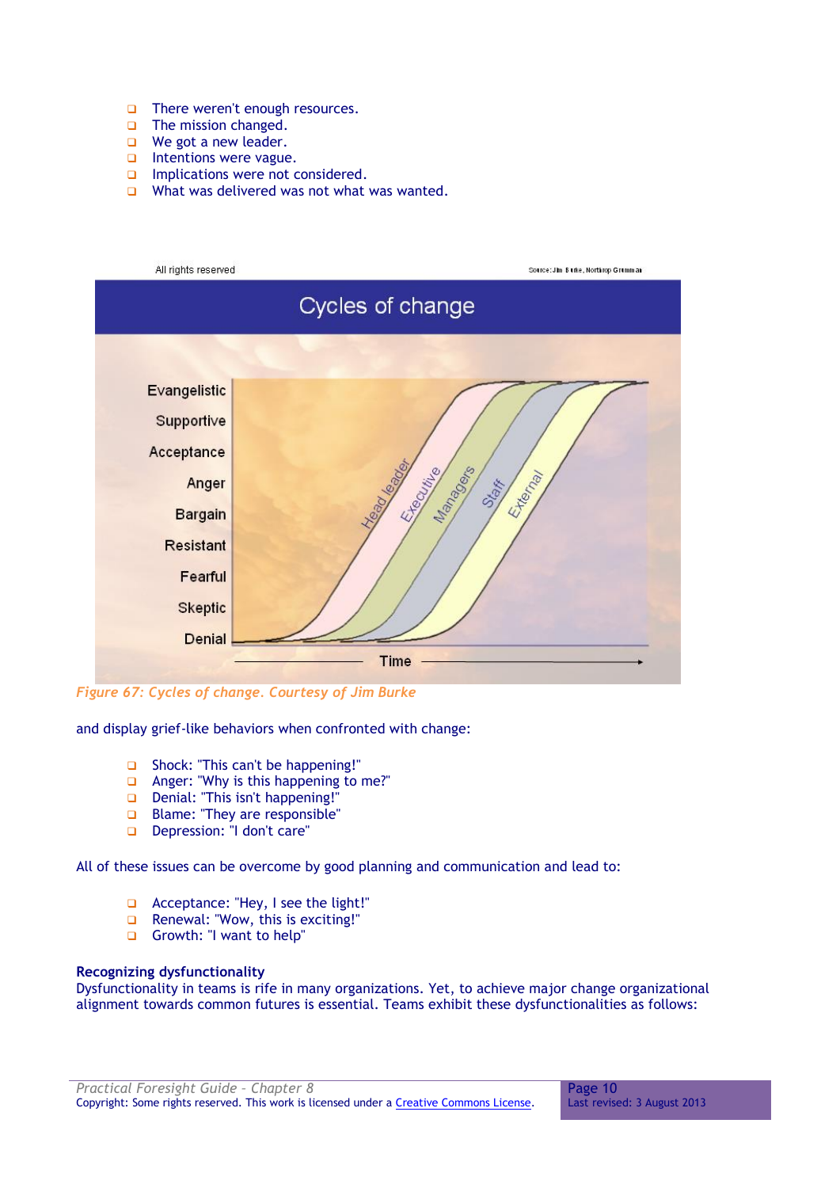- There weren't enough resources.
- The mission changed.
- We got a new leader.
- Intentions were vague.
- Implications were not considered.
- What was delivered was not what was wanted.

*Figure 67: Cycles of change. Courtesy of Jim Burke*

and display grief-like behaviors when confronted with change:

- Shock: "This can't be happening!"
- Anger: "Why is this happening to me?"
- Denial: "This isn't happening!"
- Blame: "They are responsible"
- Depression: "I don't care"

All of these issues can be overcome by good planning and communication and lead to:

- Acceptance: "Hey, I see the light!"
- Renewal: "Wow, this is exciting!"
- Growth: "I want to help"

**Recognizing dysfunctionality**

Dysfunctionality in teams is rife in many organizations. Yet, to achieve major change organizational alignment towards common futures is essential. Teams exhibit these dysfunctionalities as follows: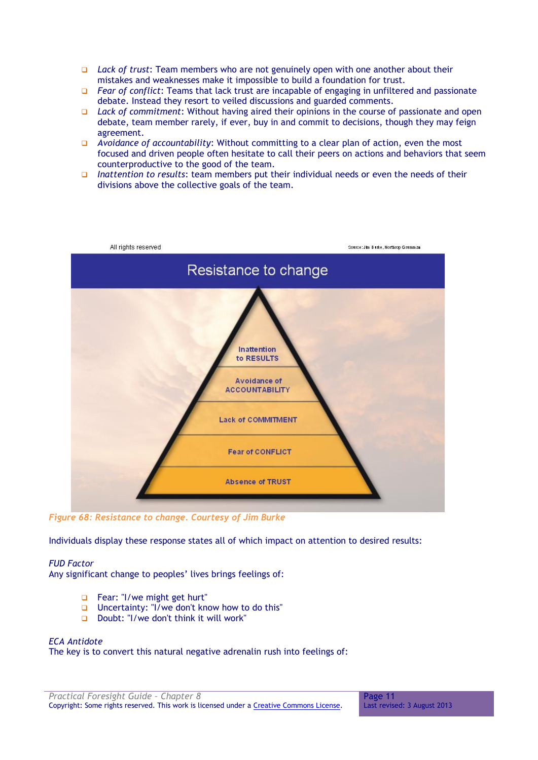- *Lack of trust*: Team members who are not genuinely open with one another about their mistakes and weaknesses make it impossible to build a foundation for trust.
- *Fear of conflict*: Teams that lack trust are incapable of engaging in unfiltered and passionate debate. Instead they resort to veiled discussions and guarded comments.
- *Lack of commitment*: Without having aired their opinions in the course of passionate and open debate, team member rarely, if ever, buy in and commit to decisions, though they may feign agreement.
- *Avoidance of accountability*: Without committing to a clear plan of action, even the most focused and driven people often hesitate to call their peers on actions and behaviors that seem counterproductive to the good of the team.
- *Inattention to results*: team members put their individual needs or even the needs of their divisions above the collective goals of the team.

*Figure 68: Resistance to change. Courtesy of Jim Burke*

Individuals display these response states all of which impact on attention to desired results:

*FUD Factor*
Any significant change to peoples' lives brings feelings of:

- Fear: "I/we might get hurt"
- Uncertainty: "I/we don't know how to do this"
- Doubt: "I/we don't think it will work"

*ECA Antidote*
The key is to convert this natural negative adrenalin rush into feelings of: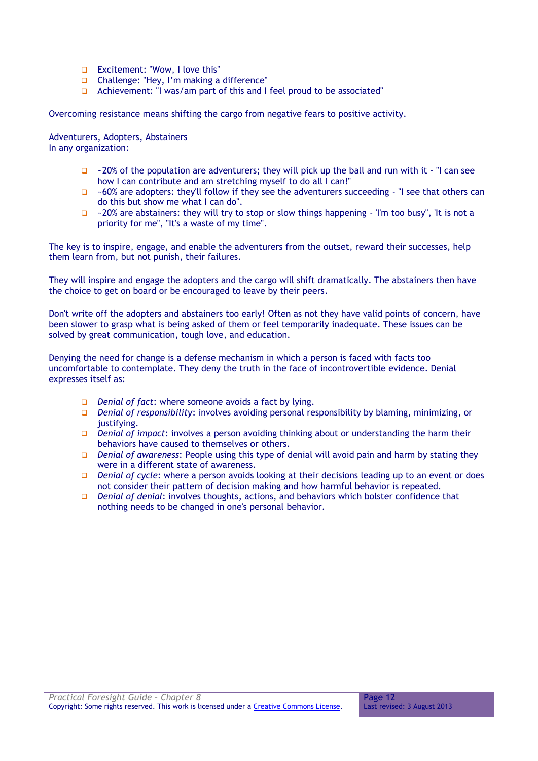- Excitement: "Wow, I love this"
- Challenge: "Hey, I'm making a difference"
- Achievement: "I was/am part of this and I feel proud to be associated"

Overcoming resistance means shifting the cargo from negative fears to positive activity.

Adventurers, Adopters, Abstainers
In any organization:

- ~20% of the population are adventurers; they will pick up the ball and run with it - "I can see how I can contribute and am stretching myself to do all I can!"
- ~60% are adopters: they'll follow if they see the adventurers succeeding - "I see that others can do this but show me what I can do".
- ~20% are abstainers: they will try to stop or slow things happening - 'I'm too busy", 'It is not a priority for me", "It's a waste of my time".

The key is to inspire, engage, and enable the adventurers from the outset, reward their successes, help them learn from, but not punish, their failures.

They will inspire and engage the adopters and the cargo will shift dramatically. The abstainers then have the choice to get on board or be encouraged to leave by their peers.

Don't write off the adopters and abstainers too early! Often as not they have valid points of concern, have been slower to grasp what is being asked of them or feel temporarily inadequate. These issues can be solved by great communication, tough love, and education.

Denying the need for change is a defense mechanism in which a person is faced with facts too uncomfortable to contemplate. They deny the truth in the face of incontrovertible evidence. Denial expresses itself as:

- *Denial of fact*: where someone avoids a fact by lying.
- *Denial of responsibility*: involves avoiding personal responsibility by blaming, minimizing, or justifying.
- *Denial of impact*: involves a person avoiding thinking about or understanding the harm their behaviors have caused to themselves or others.
- *Denial of awareness*: People using this type of denial will avoid pain and harm by stating they were in a different state of awareness.
- *Denial of cycle*: where a person avoids looking at their decisions leading up to an event or does not consider their pattern of decision making and how harmful behavior is repeated.
- *Denial of denial*: involves thoughts, actions, and behaviors which bolster confidence that nothing needs to be changed in one's personal behavior.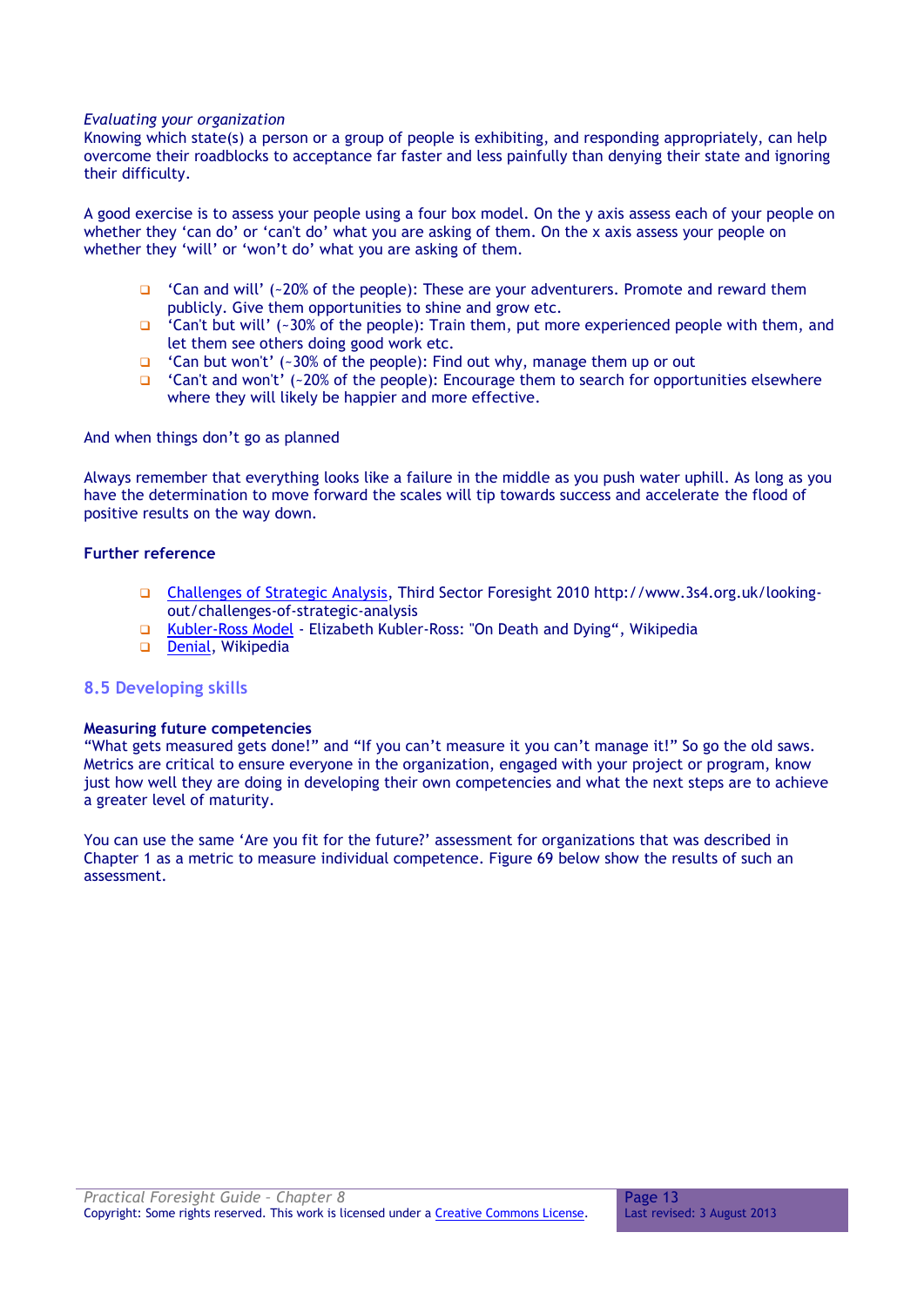*Evaluating your organization*
Knowing which state(s) a person or a group of people is exhibiting, and responding appropriately, can help overcome their roadblocks to acceptance far faster and less painfully than denying their state and ignoring their difficulty.

A good exercise is to assess your people using a four box model. On the y axis assess each of your people on whether they 'can do' or 'can't do' what you are asking of them. On the x axis assess your people on whether they 'will' or 'won't do' what you are asking of them.

- 'Can and will' (~20% of the people): These are your adventurers. Promote and reward them publicly. Give them opportunities to shine and grow etc.
- 'Can't but will' (~30% of the people): Train them, put more experienced people with them, and let them see others doing good work etc.
- 'Can but won't' (~30% of the people): Find out why, manage them up or out
- 'Can't and won't' (~20% of the people): Encourage them to search for opportunities elsewhere where they will likely be happier and more effective.

And when things don't go as planned

Always remember that everything looks like a failure in the middle as you push water uphill. As long as you have the determination to move forward the scales will tip towards success and accelerate the flood of positive results on the way down.

**Further reference**

- Challenges of Strategic Analysis, Third Sector Foresight 2010 http://www.3s4.org.uk/looking-out/challenges-of-strategic-analysis
- Kubler-Ross Model - Elizabeth Kubler-Ross: "On Death and Dying", Wikipedia
- Denial, Wikipedia

## 8.5 Developing skills

**Measuring future competencies**
"What gets measured gets done!" and "If you can't measure it you can't manage it!" So go the old saws. Metrics are critical to ensure everyone in the organization, engaged with your project or program, know just how well they are doing in developing their own competencies and what the next steps are to achieve a greater level of maturity.

You can use the same 'Are you fit for the future?' assessment for organizations that was described in Chapter 1 as a metric to measure individual competence. Figure 69 below show the results of such an assessment.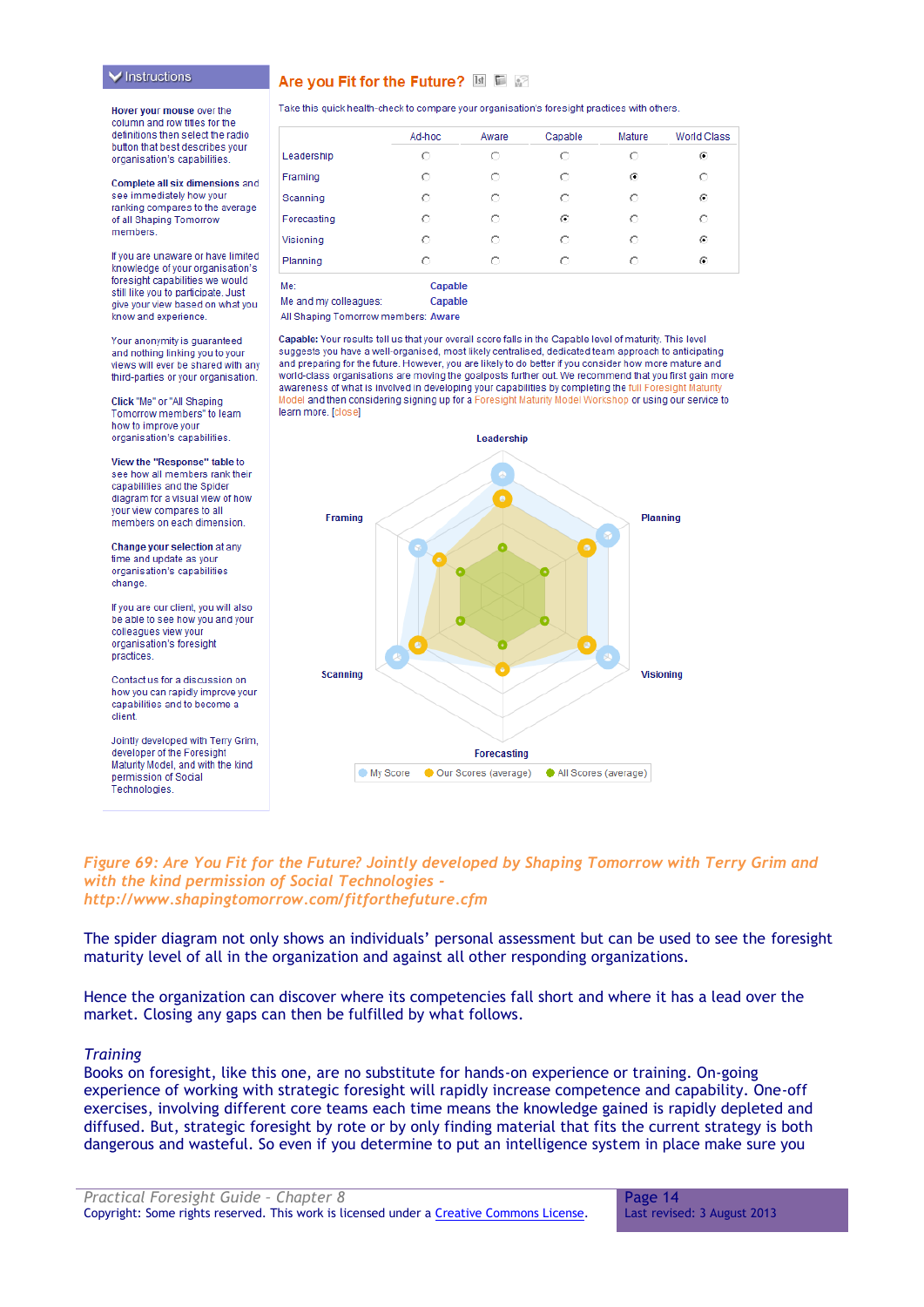**Instructions**

**Hover your mouse** over the column and row titles for the definitions then select the radio button that best describes your organisation's capabilities.

**Complete all six dimensions** and see immediately how your ranking compares to the average of all Shaping Tomorrow members.

If you are unaware or have limited knowledge of your organisation's foresight capabilities we would still like you to participate. Just give your view based on what you know and experience.

Your anonymity is guaranteed and nothing linking you to your views will ever be shared with any third-parties or your organisation.

**Click** "Me" or "All Shaping Tomorrow members" to learn how to improve your organisation's capabilities.

**View the "Response" table** to see how all members rank their capabilities and the Spider diagram for a visual view of how your view compares to all members on each dimension.

**Change your selection** at any time and update as your organisation's capabilities change.

If you are our client, you will also be able to see how you and your colleagues view your organisation's foresight practices.

Contact us for a discussion on how you can rapidly improve your capabilities and to become a client.

Jointly developed with Terry Grim, developer of the Foresight Maturity Model, and with the kind permission of Social Technologies.

**Are you Fit for the Future?**

Take this quick health-check to compare your organisation's foresight practices with others.

| | Ad-hoc | Aware | Capable | Mature | World Class |
|---|---|---|---|---|---|
| Leadership | ○ | ○ | ○ | ○ | ● |
| Framing | ○ | ○ | ○ | ● | ○ |
| Scanning | ○ | ○ | ○ | ○ | ● |
| Forecasting | ○ | ○ | ● | ○ | ○ |
| Visioning | ○ | ○ | ○ | ○ | ● |
| Planning | ○ | ○ | ○ | ○ | ● |

Me: Capable
Me and my colleagues: Capable
All Shaping Tomorrow members: Aware

**Capable:** Your results tell us that your overall score falls in the Capable level of maturity. This level suggests you have a well-organised, most likely centralised, dedicated team approach to anticipating and preparing for the future. However, you are likely to do better if you consider how more mature and world-class organisations are moving the goalposts further out. We recommend that you first gain more awareness of what is involved in developing your capabilities by completing the full Foresight Maturity Model and then considering signing up for a Foresight Maturity Model Workshop or using our service to learn more. [close]

Leadership, Planning, Visioning, Forecasting, Scanning, Framing

My Score · Our Scores (average) · All Scores (average)

*Figure 69: Are You Fit for the Future? Jointly developed by Shaping Tomorrow with Terry Grim and with the kind permission of Social Technologies - http://www.shapingtomorrow.com/fitforthefuture.cfm*

The spider diagram not only shows an individuals' personal assessment but can be used to see the foresight maturity level of all in the organization and against all other responding organizations.

Hence the organization can discover where its competencies fall short and where it has a lead over the market. Closing any gaps can then be fulfilled by what follows.

*Training*

Books on foresight, like this one, are no substitute for hands-on experience or training. On-going experience of working with strategic foresight will rapidly increase competence and capability. One-off exercises, involving different core teams each time means the knowledge gained is rapidly depleted and diffused. But, strategic foresight by rote or by only finding material that fits the current strategy is both dangerous and wasteful. So even if you determine to put an intelligence system in place make sure you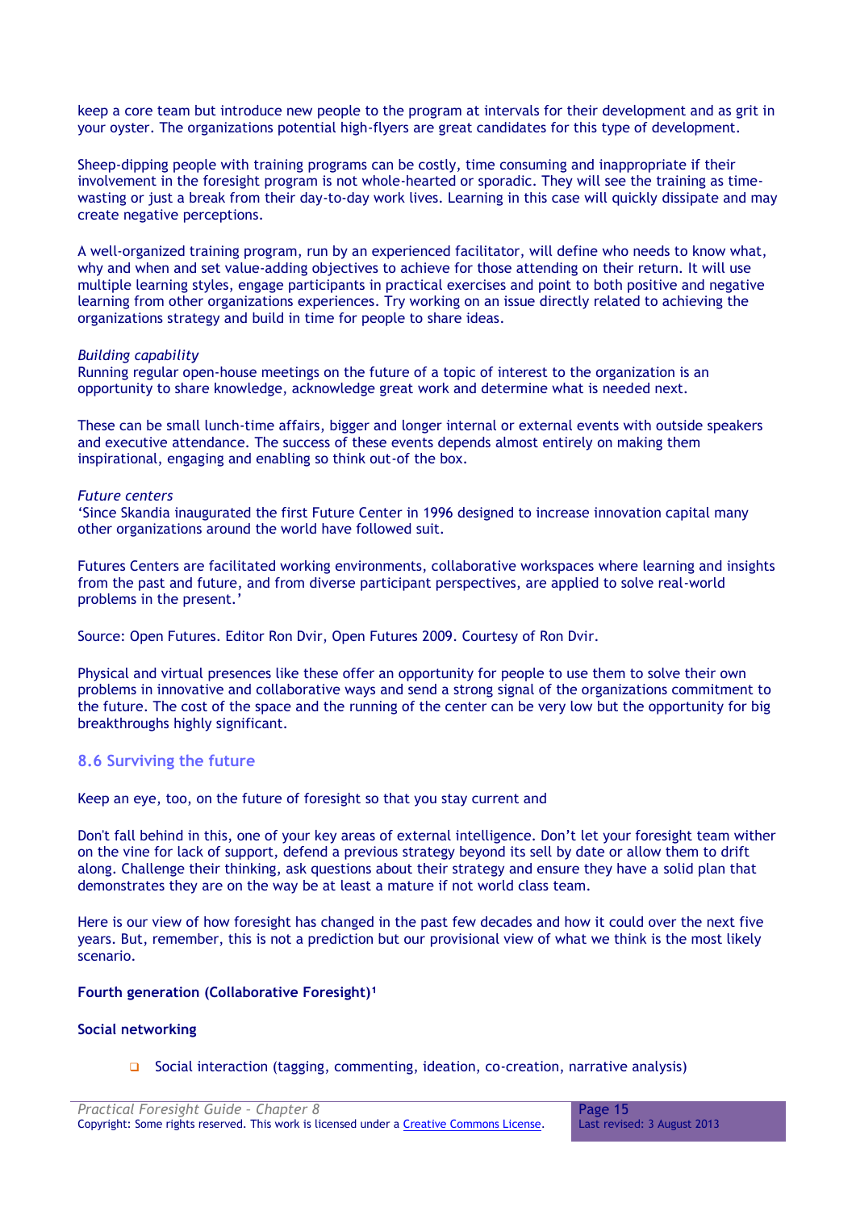keep a core team but introduce new people to the program at intervals for their development and as grit in your oyster. The organizations potential high-flyers are great candidates for this type of development.

Sheep-dipping people with training programs can be costly, time consuming and inappropriate if their involvement in the foresight program is not whole-hearted or sporadic. They will see the training as time-wasting or just a break from their day-to-day work lives. Learning in this case will quickly dissipate and may create negative perceptions.

A well-organized training program, run by an experienced facilitator, will define who needs to know what, why and when and set value-adding objectives to achieve for those attending on their return. It will use multiple learning styles, engage participants in practical exercises and point to both positive and negative learning from other organizations experiences. Try working on an issue directly related to achieving the organizations strategy and build in time for people to share ideas.

*Building capability*
Running regular open-house meetings on the future of a topic of interest to the organization is an opportunity to share knowledge, acknowledge great work and determine what is needed next.

These can be small lunch-time affairs, bigger and longer internal or external events with outside speakers and executive attendance. The success of these events depends almost entirely on making them inspirational, engaging and enabling so think out-of the box.

*Future centers*
'Since Skandia inaugurated the first Future Center in 1996 designed to increase innovation capital many other organizations around the world have followed suit.

Futures Centers are facilitated working environments, collaborative workspaces where learning and insights from the past and future, and from diverse participant perspectives, are applied to solve real-world problems in the present.'

Source: Open Futures. Editor Ron Dvir, Open Futures 2009. Courtesy of Ron Dvir.

Physical and virtual presences like these offer an opportunity for people to use them to solve their own problems in innovative and collaborative ways and send a strong signal of the organizations commitment to the future. The cost of the space and the running of the center can be very low but the opportunity for big breakthroughs highly significant.

## 8.6 Surviving the future

Keep an eye, too, on the future of foresight so that you stay current and

Don't fall behind in this, one of your key areas of external intelligence. Don't let your foresight team wither on the vine for lack of support, defend a previous strategy beyond its sell by date or allow them to drift along. Challenge their thinking, ask questions about their strategy and ensure they have a solid plan that demonstrates they are on the way be at least a mature if not world class team.

Here is our view of how foresight has changed in the past few decades and how it could over the next five years. But, remember, this is not a prediction but our provisional view of what we think is the most likely scenario.

**Fourth generation (Collaborative Foresight)[1]**

**Social networking**

- Social interaction (tagging, commenting, ideation, co-creation, narrative analysis)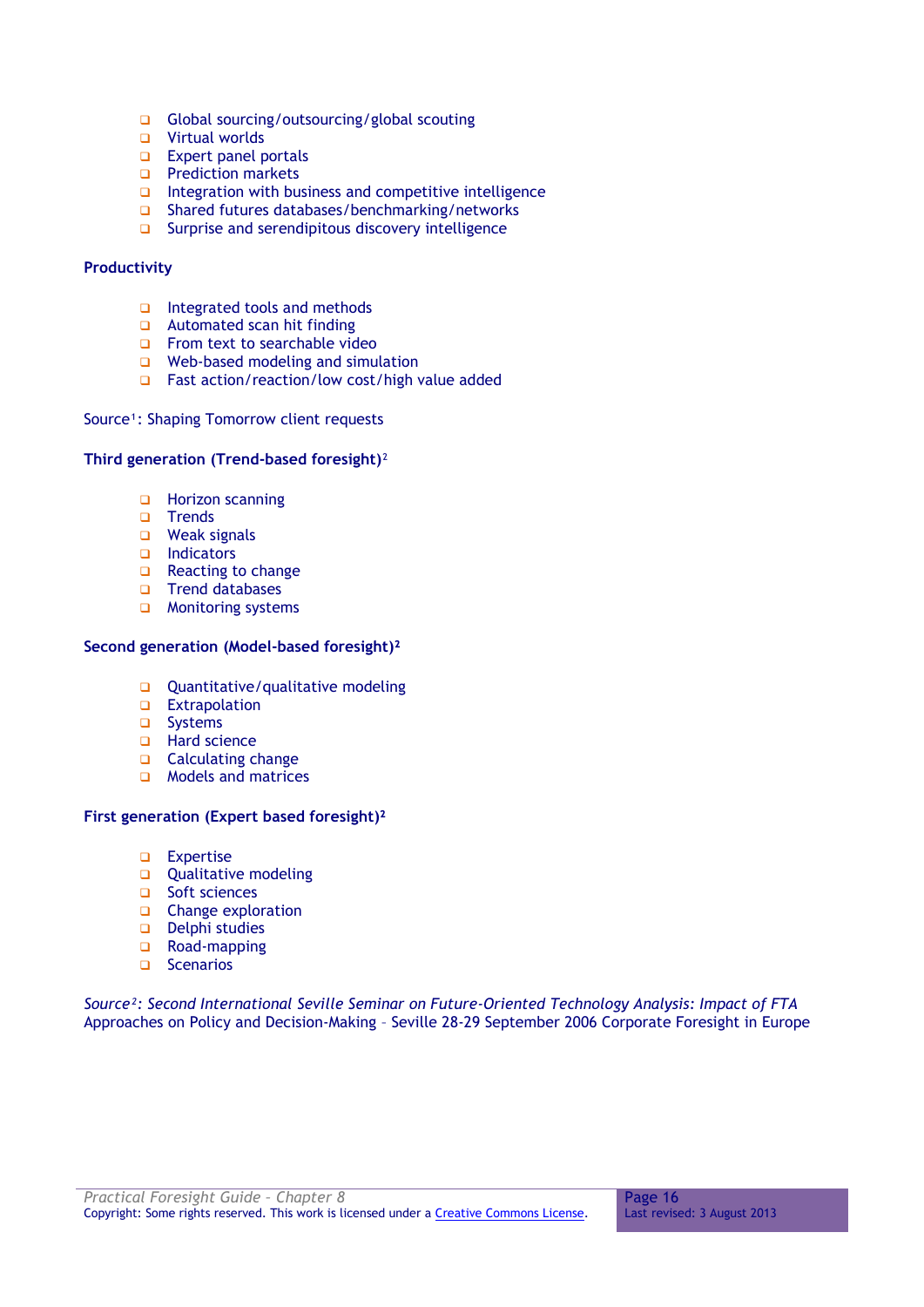- Global sourcing/outsourcing/global scouting
- Virtual worlds
- Expert panel portals
- Prediction markets
- Integration with business and competitive intelligence
- Shared futures databases/benchmarking/networks
- Surprise and serendipitous discovery intelligence

**Productivity**

- Integrated tools and methods
- Automated scan hit finding
- From text to searchable video
- Web-based modeling and simulation
- Fast action/reaction/low cost/high value added

Source[1]: Shaping Tomorrow client requests

**Third generation (Trend-based foresight)**[2]

- Horizon scanning
- Trends
- Weak signals
- Indicators
- Reacting to change
- Trend databases
- Monitoring systems

**Second generation (Model-based foresight)**[2]

- Quantitative/qualitative modeling
- Extrapolation
- Systems
- Hard science
- Calculating change
- Models and matrices

**First generation (Expert based foresight)**[2]

- Expertise
- Qualitative modeling
- Soft sciences
- Change exploration
- Delphi studies
- Road-mapping
- Scenarios

*Source[2]: Second International Seville Seminar on Future-Oriented Technology Analysis: Impact of FTA* Approaches on Policy and Decision-Making – Seville 28-29 September 2006 Corporate Foresight in Europe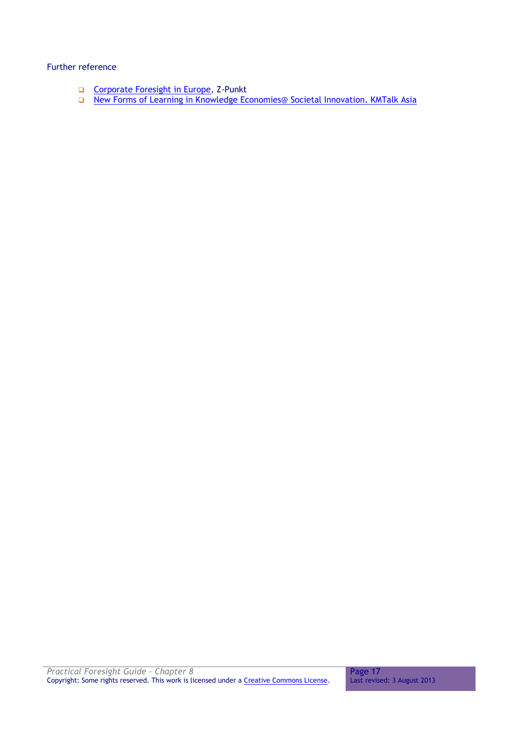Further reference

- Corporate Foresight in Europe, Z-Punkt
- New Forms of Learning in Knowledge Economies@ Societal Innovation. KMTalk Asia